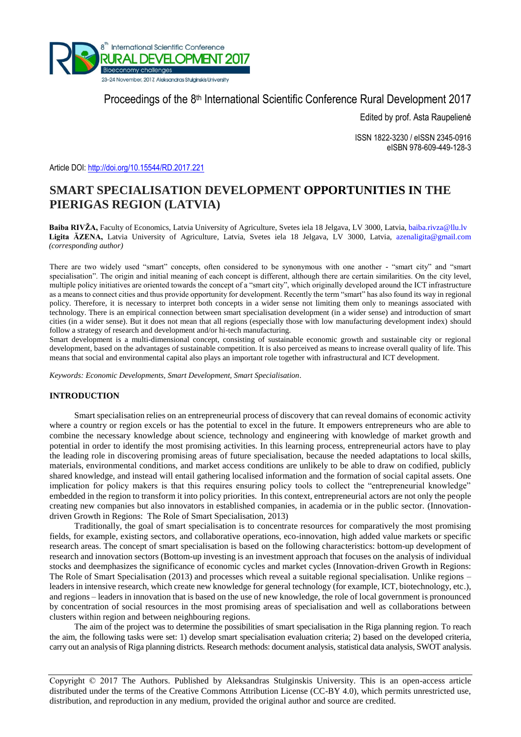Proceedings of the 8th International Scientific Conference Rural Development 2017

Edited by prof. Asta Raupelienė

ISSN 1822-3230 / eISSN 2345-0916
eISBN 978-609-449-128-3

Article DOI: http://doi.org/10.15544/RD.2017.221

# SMART SPECIALISATION DEVELOPMENT OPPORTUNITIES IN THE PIERIGAS REGION (LATVIA)

**Baiba RIVŽA,** Faculty of Economics, Latvia University of Agriculture, Svetes iela 18 Jelgava, LV 3000, Latvia, baiba.rivza@llu.lv
**Ligita ĀZENA,** Latvia University of Agriculture, Latvia, Svetes iela 18 Jelgava, LV 3000, Latvia, azenaligita@gmail.com *(corresponding author)*

There are two widely used "smart" concepts, often considered to be synonymous with one another - "smart city" and "smart specialisation". The origin and initial meaning of each concept is different, although there are certain similarities. On the city level, multiple policy initiatives are oriented towards the concept of a "smart city", which originally developed around the ICT infrastructure as a means to connect cities and thus provide opportunity for development. Recently the term "smart" has also found its way in regional policy. Therefore, it is necessary to interpret both concepts in a wider sense not limiting them only to meanings associated with technology. There is an empirical connection between smart specialisation development (in a wider sense) and introduction of smart cities (in a wider sense). But it does not mean that all regions (especially those with low manufacturing development index) should follow a strategy of research and development and/or hi-tech manufacturing.

Smart development is a multi-dimensional concept, consisting of sustainable economic growth and sustainable city or regional development, based on the advantages of sustainable competition. It is also perceived as means to increase overall quality of life. This means that social and environmental capital also plays an important role together with infrastructural and ICT development.

*Keywords: Economic Developments, Smart Development, Smart Specialisation.*

## INTRODUCTION

Smart specialisation relies on an entrepreneurial process of discovery that can reveal domains of economic activity where a country or region excels or has the potential to excel in the future. It empowers entrepreneurs who are able to combine the necessary knowledge about science, technology and engineering with knowledge of market growth and potential in order to identify the most promising activities. In this learning process, entrepreneurial actors have to play the leading role in discovering promising areas of future specialisation, because the needed adaptations to local skills, materials, environmental conditions, and market access conditions are unlikely to be able to draw on codified, publicly shared knowledge, and instead will entail gathering localised information and the formation of social capital assets. One implication for policy makers is that this requires ensuring policy tools to collect the "entrepreneurial knowledge" embedded in the region to transform it into policy priorities. In this context, entrepreneurial actors are not only the people creating new companies but also innovators in established companies, in academia or in the public sector. (Innovation-driven Growth in Regions: The Role of Smart Specialisation, 2013)

Traditionally, the goal of smart specialisation is to concentrate resources for comparatively the most promising fields, for example, existing sectors, and collaborative operations, eco-innovation, high added value markets or specific research areas. The concept of smart specialisation is based on the following characteristics: bottom-up development of research and innovation sectors (Bottom-up investing is an investment approach that focuses on the analysis of individual stocks and deemphasizes the significance of economic cycles and market cycles (Innovation-driven Growth in Regions: The Role of Smart Specialisation (2013) and processes which reveal a suitable regional specialisation. Unlike regions – leaders in intensive research, which create new knowledge for general technology (for example, ICT, biotechnology, etc.), and regions – leaders in innovation that is based on the use of new knowledge, the role of local government is pronounced by concentration of social resources in the most promising areas of specialisation and well as collaborations between clusters within region and between neighbouring regions.

The aim of the project was to determine the possibilities of smart specialisation in the Riga planning region. To reach the aim, the following tasks were set: 1) develop smart specialisation evaluation criteria; 2) based on the developed criteria, carry out an analysis of Riga planning districts. Research methods: document analysis, statistical data analysis, SWOT analysis.

Copyright © 2017 The Authors. Published by Aleksandras Stulginskis University. This is an open-access article distributed under the terms of the Creative Commons Attribution License (CC-BY 4.0), which permits unrestricted use, distribution, and reproduction in any medium, provided the original author and source are credited.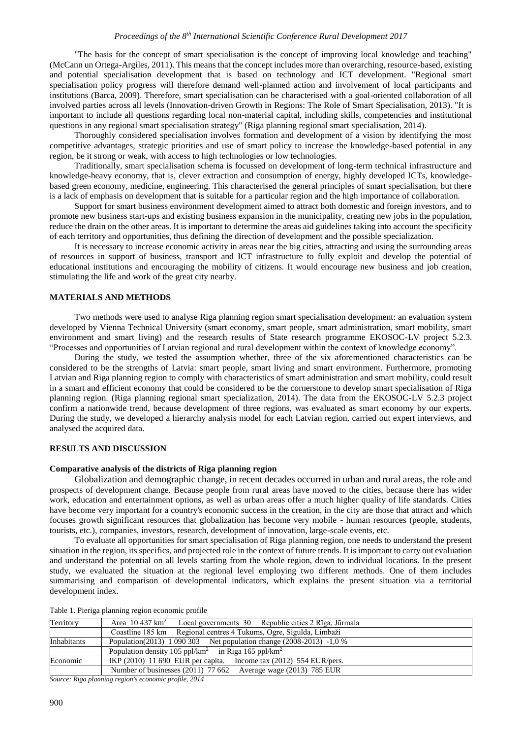"The basis for the concept of smart specialisation is the concept of improving local knowledge and teaching" (McCann un Ortega-Argiles, 2011). This means that the concept includes more than overarching, resource-based, existing and potential specialisation development that is based on technology and ICT development. "Regional smart specialisation policy progress will therefore demand well-planned action and involvement of local participants and institutions (Barca, 2009). Therefore, smart specialisation can be characterised with a goal-oriented collaboration of all involved parties across all levels (Innovation-driven Growth in Regions: The Role of Smart Specialisation, 2013). "It is important to include all questions regarding local non-material capital, including skills, competencies and institutional questions in any regional smart specialisation strategy" (Riga planning regional smart specialisation, 2014).

Thoroughly considered specialisation involves formation and development of a vision by identifying the most competitive advantages, strategic priorities and use of smart policy to increase the knowledge-based potential in any region, be it strong or weak, with access to high technologies or low technologies.

Traditionally, smart specialisation schema is focussed on development of long-term technical infrastructure and knowledge-heavy economy, that is, clever extraction and consumption of energy, highly developed ICTs, knowledge-based green economy, medicine, engineering. This characterised the general principles of smart specialisation, but there is a lack of emphasis on development that is suitable for a particular region and the high importance of collaboration.

Support for smart business environment development aimed to attract both domestic and foreign investors, and to promote new business start-ups and existing business expansion in the municipality, creating new jobs in the population, reduce the drain on the other areas. It is important to determine the areas aid guidelines taking into account the specificity of each territory and opportunities, thus defining the direction of development and the possible specialization.

It is necessary to increase economic activity in areas near the big cities, attracting and using the surrounding areas of resources in support of business, transport and ICT infrastructure to fully exploit and develop the potential of educational institutions and encouraging the mobility of citizens. It would encourage new business and job creation, stimulating the life and work of the great city nearby.

## MATERIALS AND METHODS

Two methods were used to analyse Riga planning region smart specialisation development: an evaluation system developed by Vienna Technical University (smart economy, smart people, smart administration, smart mobility, smart environment and smart living) and the research results of State research programme EKOSOC-LV project 5.2.3. "Processes and opportunities of Latvian regional and rural development within the context of knowledge economy".

During the study, we tested the assumption whether, three of the six aforementioned characteristics can be considered to be the strengths of Latvia: smart people, smart living and smart environment. Furthermore, promoting Latvian and Riga planning region to comply with characteristics of smart administration and smart mobility, could result in a smart and efficient economy that could be considered to be the cornerstone to develop smart specialisation of Riga planning region. (Riga planning regional smart specialization, 2014). The data from the EKOSOC-LV 5.2.3 project confirm a nationwide trend, because development of three regions, was evaluated as smart economy by our experts. During the study, we developed a hierarchy analysis model for each Latvian region, carried out expert interviews, and analysed the acquired data.

## RESULTS AND DISCUSSION

### Comparative analysis of the districts of Riga planning region

Globalization and demographic change, in recent decades occurred in urban and rural areas, the role and prospects of development change. Because people from rural areas have moved to the cities, because there has wider work, education and entertainment options, as well as urban areas offer a much higher quality of life standards. Cities have become very important for a country's economic success in the creation, in the city are those that attract and which focuses growth significant resources that globalization has become very mobile - human resources (people, students, tourists, etc.), companies, investors, research, development of innovation, large-scale events, etc.

To evaluate all opportunities for smart specialisation of Riga planning region, one needs to understand the present situation in the region, its specifics, and projected role in the context of future trends. It is important to carry out evaluation and understand the potential on all levels starting from the whole region, down to individual locations. In the present study, we evaluated the situation at the regional level employing two different methods. One of them includes summarising and comparison of developmental indicators, which explains the present situation via a territorial development index.

Table 1. Pieriga planning region economic profile

| | |
|---|---|
| Territory | Area 10 437 km$^2$ Local governments 30 Republic cities 2 Rīga, Jūrmala |
| | Coastline 185 km Regional centres 4 Tukums, Ogre, Sigulda, Limbaži |
| Inhabitants | Population(2013) 1 090 303 Net population change (2008-2013) -1,0 % |
| | Population density 105 ppl/km$^2$ in Riga 165 ppl/km$^2$ |
| Economic | IKP (2010) 11 690 EUR per capita. Income tax (2012) 554 EUR/pers. |
| | Number of businesses (2011) 77 662 Average wage (2013) 785 EUR |

*Source: Riga planning region's economic profile, 2014*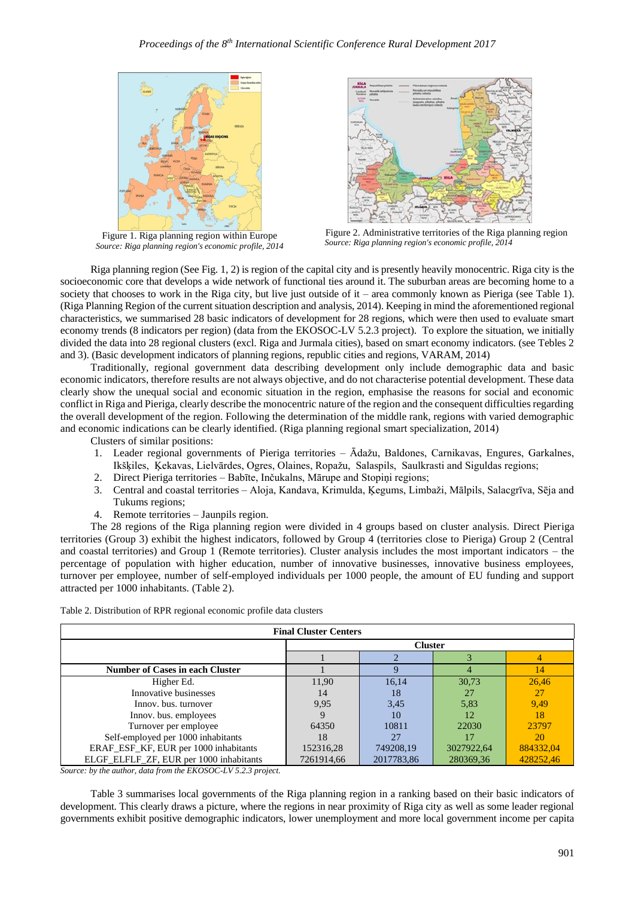Figure 1. Riga planning region within Europe
*Source: Riga planning region's economic profile, 2014*

Figure 2. Administrative territories of the Riga planning region
*Source: Riga planning region's economic profile, 2014*

Riga planning region (See Fig. 1, 2) is region of the capital city and is presently heavily monocentric. Riga city is the socioeconomic core that develops a wide network of functional ties around it. The suburban areas are becoming home to a society that chooses to work in the Riga city, but live just outside of it – area commonly known as Pieriga (see Table 1). (Riga Planning Region of the current situation description and analysis, 2014). Keeping in mind the aforementioned regional characteristics, we summarised 28 basic indicators of development for 28 regions, which were then used to evaluate smart economy trends (8 indicators per region) (data from the EKOSOC-LV 5.2.3 project). To explore the situation, we initially divided the data into 28 regional clusters (excl. Riga and Jurmala cities), based on smart economy indicators. (see Tebles 2 and 3). (Basic development indicators of planning regions, republic cities and regions, VARAM, 2014)

Traditionally, regional government data describing development only include demographic data and basic economic indicators, therefore results are not always objective, and do not characterise potential development. These data clearly show the unequal social and economic situation in the region, emphasise the reasons for social and economic conflict in Riga and Pieriga, clearly describe the monocentric nature of the region and the consequent difficulties regarding the overall development of the region. Following the determination of the middle rank, regions with varied demographic and economic indications can be clearly identified. (Riga planning regional smart specialization, 2014)

Clusters of similar positions:

1. Leader regional governments of Pieriga territories – Ādažu, Baldones, Carnikavas, Engures, Garkalnes, Ikšķiles, Ķekavas, Lielvārdes, Ogres, Olaines, Ropažu, Salaspils, Saulkrasti and Siguldas regions;
2. Direct Pieriga territories – Babīte, Inčukalns, Mārupe and Stopiņi regions;
3. Central and coastal territories – Aloja, Kandava, Krimulda, Ķegums, Limbaži, Mālpils, Salacgrīva, Sēja and Tukums regions;
4. Remote territories – Jaunpils region.

The 28 regions of the Riga planning region were divided in 4 groups based on cluster analysis. Direct Pieriga territories (Group 3) exhibit the highest indicators, followed by Group 4 (territories close to Pieriga) Group 2 (Central and coastal territories) and Group 1 (Remote territories). Cluster analysis includes the most important indicators – the percentage of population with higher education, number of innovative businesses, innovative business employees, turnover per employee, number of self-employed individuals per 1000 people, the amount of EU funding and support attracted per 1000 inhabitants. (Table 2).

Table 2. Distribution of RPR regional economic profile data clusters

| Final Cluster Centers | | | | |
|---|---|---|---|---|
| | Cluster | | | |
| | 1 | 2 | 3 | 4 |
| **Number of Cases in each Cluster** | 1 | 9 | 4 | 14 |
| Higher Ed. | 11,90 | 16,14 | 30,73 | 26,46 |
| Innovative businesses | 14 | 18 | 27 | 27 |
| Innov. bus. turnover | 9,95 | 3,45 | 5,83 | 9,49 |
| Innov. bus. employees | 9 | 10 | 12 | 18 |
| Turnover per employee | 64350 | 10811 | 22030 | 23797 |
| Self-employed per 1000 inhabitants | 18 | 27 | 17 | 20 |
| ERAF_ESF_KF, EUR per 1000 inhabitants | 152316,28 | 749208,19 | 3027922,64 | 884332,04 |
| ELGF_ELFLF_ZF, EUR per 1000 inhabitants | 7261914,66 | 2017783,86 | 280369,36 | 428252,46 |

*Source: by the author, data from the EKOSOC-LV 5.2.3 project.*

Table 3 summarises local governments of the Riga planning region in a ranking based on their basic indicators of development. This clearly draws a picture, where the regions in near proximity of Riga city as well as some leader regional governments exhibit positive demographic indicators, lower unemployment and more local government income per capita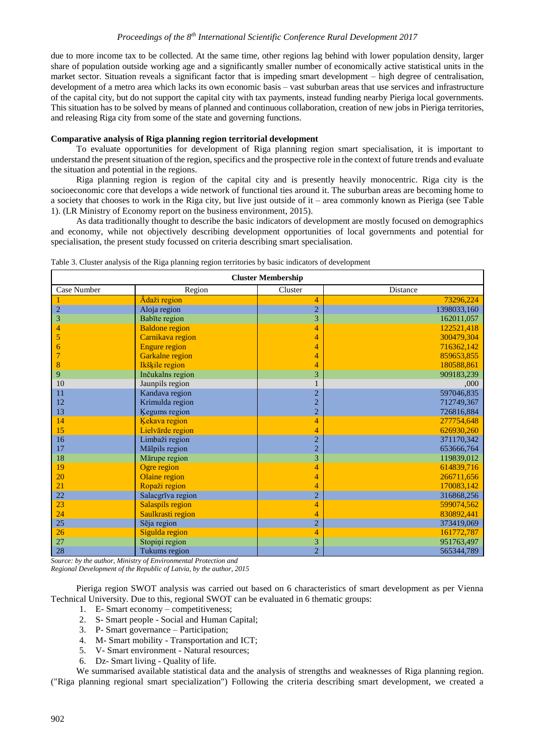due to more income tax to be collected. At the same time, other regions lag behind with lower population density, larger share of population outside working age and a significantly smaller number of economically active statistical units in the market sector. Situation reveals a significant factor that is impeding smart development – high degree of centralisation, development of a metro area which lacks its own economic basis – vast suburban areas that use services and infrastructure of the capital city, but do not support the capital city with tax payments, instead funding nearby Pieriga local governments. This situation has to be solved by means of planned and continuous collaboration, creation of new jobs in Pieriga territories, and releasing Riga city from some of the state and governing functions.

**Comparative analysis of Riga planning region territorial development**

To evaluate opportunities for development of Riga planning region smart specialisation, it is important to understand the present situation of the region, specifics and the prospective role in the context of future trends and evaluate the situation and potential in the regions.

Riga planning region is region of the capital city and is presently heavily monocentric. Riga city is the socioeconomic core that develops a wide network of functional ties around it. The suburban areas are becoming home to a society that chooses to work in the Riga city, but live just outside of it – area commonly known as Pieriga (see Table 1). (LR Ministry of Economy report on the business environment, 2015).

As data traditionally thought to describe the basic indicators of development are mostly focused on demographics and economy, while not objectively describing development opportunities of local governments and potential for specialisation, the present study focussed on criteria describing smart specialisation.

Table 3. Cluster analysis of the Riga planning region territories by basic indicators of development

| Cluster Membership | | | |
|---|---|---|---|
| Case Number | Region | Cluster | Distance |
| 1 | Ādaži region | 4 | 73296,224 |
| 2 | Aloja region | 2 | 1398033,160 |
| 3 | Babīte region | 3 | 162011,057 |
| 4 | Baldone region | 4 | 122521,418 |
| 5 | Carnikava region | 4 | 300479,304 |
| 6 | Engure region | 4 | 716362,142 |
| 7 | Garkalne region | 4 | 859653,855 |
| 8 | Ikšķile region | 4 | 180588,861 |
| 9 | Inčukalns region | 3 | 909183,239 |
| 10 | Jaunpils region | 1 | ,000 |
| 11 | Kandava region | 2 | 597046,835 |
| 12 | Krimulda region | 2 | 712749,367 |
| 13 | Ķegums region | 2 | 726816,884 |
| 14 | Ķekava region | 4 | 277754,648 |
| 15 | Lielvārde region | 4 | 626930,260 |
| 16 | Limbaži region | 2 | 371170,342 |
| 17 | Mālpils region | 2 | 653666,764 |
| 18 | Mārupe region | 3 | 119839,012 |
| 19 | Ogre region | 4 | 614839,716 |
| 20 | Olaine region | 4 | 266711,656 |
| 21 | Ropaži region | 4 | 170083,142 |
| 22 | Salacgrīva region | 2 | 316868,256 |
| 23 | Salaspils region | 4 | 599074,562 |
| 24 | Saulkrasti region | 4 | 830892,441 |
| 25 | Sēja region | 2 | 373419,069 |
| 26 | Sigulda region | 4 | 161772,787 |
| 27 | Stopiņi region | 3 | 951763,497 |
| 28 | Tukums region | 2 | 565344,789 |

*Source: by the author, Ministry of Environmental Protection and Regional Development of the Republic of Latvia, by the author, 2015*

Pieriga region SWOT analysis was carried out based on 6 characteristics of smart development as per Vienna Technical University. Due to this, regional SWOT can be evaluated in 6 thematic groups:

1. E- Smart economy – competitiveness;
2. S- Smart people - Social and Human Capital;
3. P- Smart governance – Participation;
4. M- Smart mobility - Transportation and ICT;
5. V- Smart environment - Natural resources;
6. Dz- Smart living - Quality of life.

We summarised available statistical data and the analysis of strengths and weaknesses of Riga planning region. ("Riga planning regional smart specialization") Following the criteria describing smart development, we created a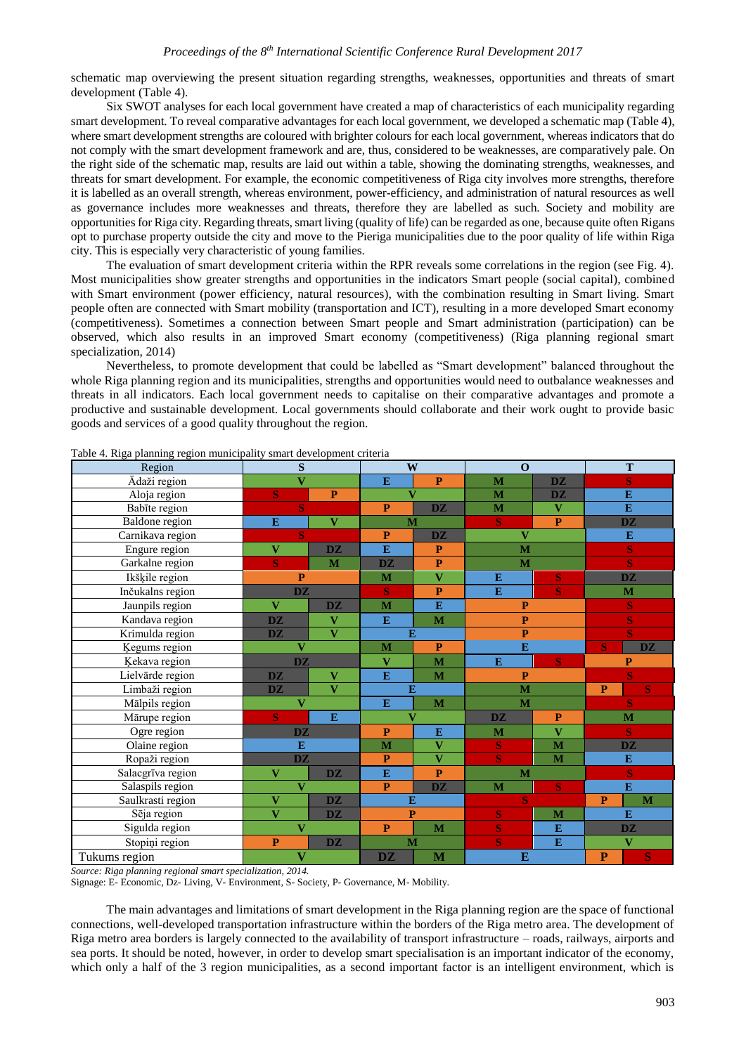schematic map overviewing the present situation regarding strengths, weaknesses, opportunities and threats of smart development (Table 4).

Six SWOT analyses for each local government have created a map of characteristics of each municipality regarding smart development. To reveal comparative advantages for each local government, we developed a schematic map (Table 4), where smart development strengths are coloured with brighter colours for each local government, whereas indicators that do not comply with the smart development framework and are, thus, considered to be weaknesses, are comparatively pale. On the right side of the schematic map, results are laid out within a table, showing the dominating strengths, weaknesses, and threats for smart development. For example, the economic competitiveness of Riga city involves more strengths, therefore it is labelled as an overall strength, whereas environment, power-efficiency, and administration of natural resources as well as governance includes more weaknesses and threats, therefore they are labelled as such. Society and mobility are opportunities for Riga city. Regarding threats, smart living (quality of life) can be regarded as one, because quite often Rigans opt to purchase property outside the city and move to the Pieriga municipalities due to the poor quality of life within Riga city. This is especially very characteristic of young families.

The evaluation of smart development criteria within the RPR reveals some correlations in the region (see Fig. 4). Most municipalities show greater strengths and opportunities in the indicators Smart people (social capital), combined with Smart environment (power efficiency, natural resources), with the combination resulting in Smart living. Smart people often are connected with Smart mobility (transportation and ICT), resulting in a more developed Smart economy (competitiveness). Sometimes a connection between Smart people and Smart administration (participation) can be observed, which also results in an improved Smart economy (competitiveness) (Riga planning regional smart specialization, 2014)

Nevertheless, to promote development that could be labelled as "Smart development" balanced throughout the whole Riga planning region and its municipalities, strengths and opportunities would need to outbalance weaknesses and threats in all indicators. Each local government needs to capitalise on their comparative advantages and promote a productive and sustainable development. Local governments should collaborate and their work ought to provide basic goods and services of a good quality throughout the region.

Table 4. Riga planning region municipality smart development criteria

| Region | S | | W | | O | | T | |
|---|---|---|---|---|---|---|---|---|
| Ādaži region | V | | E | P | M | DZ | S | |
| Aloja region | S | P | V | | M | DZ | E | |
| Babīte region | S | | P | DZ | M | V | E | |
| Baldone region | E | V | M | | S | P | DZ | |
| Carnikava region | S | | P | DZ | V | | E | |
| Engure region | V | DZ | E | P | M | | S | |
| Garkalne region | S | M | DZ | P | M | | S | |
| Ikšķile region | P | | M | V | E | S | DZ | |
| Inčukalns region | DZ | | S | P | E | S | M | |
| Jaunpils region | V | DZ | M | E | P | | S | |
| Kandava region | DZ | V | E | M | P | | S | |
| Krimulda region | DZ | V | E | | P | | S | |
| Ķegums region | V | | M | P | E | | S | DZ |
| Ķekava region | DZ | | V | M | E | S | P | |
| Lielvārde region | DZ | V | E | M | P | | S | |
| Limbaži region | DZ | V | E | | M | | P | S |
| Mālpils region | V | | E | M | M | | S | |
| Mārupe region | S | E | V | | DZ | P | M | |
| Ogre region | DZ | | P | E | M | V | S | |
| Olaine region | E | | M | V | S | M | DZ | |
| Ropaži region | DZ | | P | V | S | M | E | |
| Salacgrīva region | V | DZ | E | P | M | | S | |
| Salaspils region | V | | P | DZ | M | S | E | |
| Saulkrasti region | V | DZ | E | | S | | P | M |
| Sēja region | V | DZ | P | | S | M | E | |
| Sigulda region | V | | P | M | S | E | DZ | |
| Stopiņi region | P | DZ | M | | S | E | V | |
| Tukums region | V | | DZ | M | E | | P | S |

*Source: Riga planning regional smart specialization, 2014.*

Signage: E- Economic, Dz- Living, V- Environment, S- Society, P- Governance, M- Mobility.

The main advantages and limitations of smart development in the Riga planning region are the space of functional connections, well-developed transportation infrastructure within the borders of the Riga metro area. The development of Riga metro area borders is largely connected to the availability of transport infrastructure – roads, railways, airports and sea ports. It should be noted, however, in order to develop smart specialisation is an important indicator of the economy, which only a half of the 3 region municipalities, as a second important factor is an intelligent environment, which is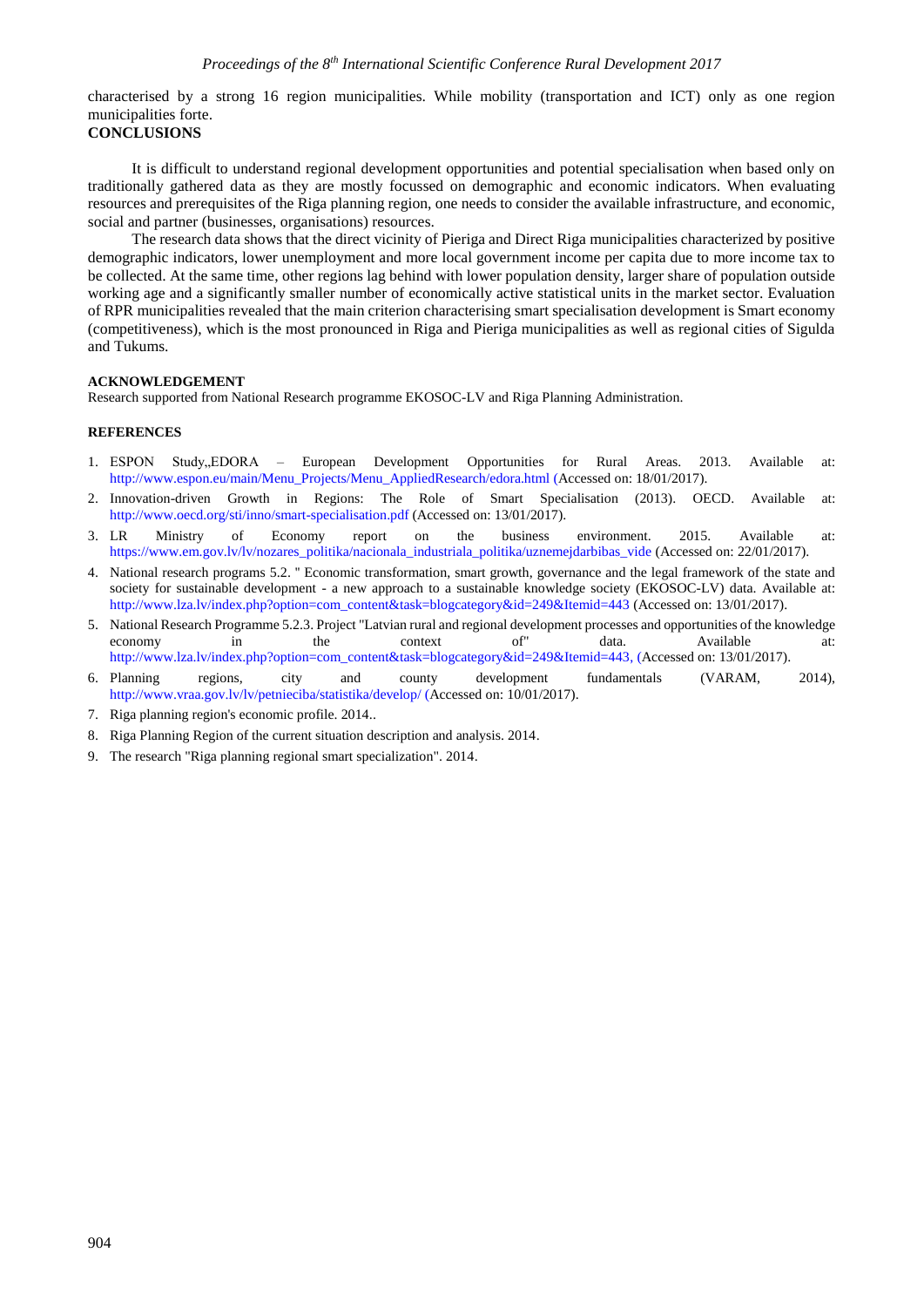characterised by a strong 16 region municipalities. While mobility (transportation and ICT) only as one region municipalities forte.

## CONCLUSIONS

It is difficult to understand regional development opportunities and potential specialisation when based only on traditionally gathered data as they are mostly focussed on demographic and economic indicators. When evaluating resources and prerequisites of the Riga planning region, one needs to consider the available infrastructure, and economic, social and partner (businesses, organisations) resources.

The research data shows that the direct vicinity of Pieriga and Direct Riga municipalities characterized by positive demographic indicators, lower unemployment and more local government income per capita due to more income tax to be collected. At the same time, other regions lag behind with lower population density, larger share of population outside working age and a significantly smaller number of economically active statistical units in the market sector. Evaluation of RPR municipalities revealed that the main criterion characterising smart specialisation development is Smart economy (competitiveness), which is the most pronounced in Riga and Pieriga municipalities as well as regional cities of Sigulda and Tukums.

## ACKNOWLEDGEMENT

Research supported from National Research programme EKOSOC-LV and Riga Planning Administration.

## REFERENCES

1. ESPON Study„EDORA – European Development Opportunities for Rural Areas. 2013. Available at: http://www.espon.eu/main/Menu_Projects/Menu_AppliedResearch/edora.html (Accessed on: 18/01/2017).
2. Innovation-driven Growth in Regions: The Role of Smart Specialisation (2013). OECD. Available at: http://www.oecd.org/sti/inno/smart-specialisation.pdf (Accessed on: 13/01/2017).
3. LR Ministry of Economy report on the business environment. 2015. Available at: https://www.em.gov.lv/lv/nozares_politika/nacionala_industriala_politika/uznemejdarbibas_vide (Accessed on: 22/01/2017).
4. National research programs 5.2. " Economic transformation, smart growth, governance and the legal framework of the state and society for sustainable development - a new approach to a sustainable knowledge society (EKOSOC-LV) data. Available at: http://www.lza.lv/index.php?option=com_content&task=blogcategory&id=249&Itemid=443 (Accessed on: 13/01/2017).
5. National Research Programme 5.2.3. Project "Latvian rural and regional development processes and opportunities of the knowledge economy in the context of" data. Available at: http://www.lza.lv/index.php?option=com_content&task=blogcategory&id=249&Itemid=443, (Accessed on: 13/01/2017).
6. Planning regions, city and county development fundamentals (VARAM, 2014), http://www.vraa.gov.lv/lv/petnieciba/statistika/develop/ (Accessed on: 10/01/2017).
7. Riga planning region's economic profile. 2014..
8. Riga Planning Region of the current situation description and analysis. 2014.
9. The research "Riga planning regional smart specialization". 2014.